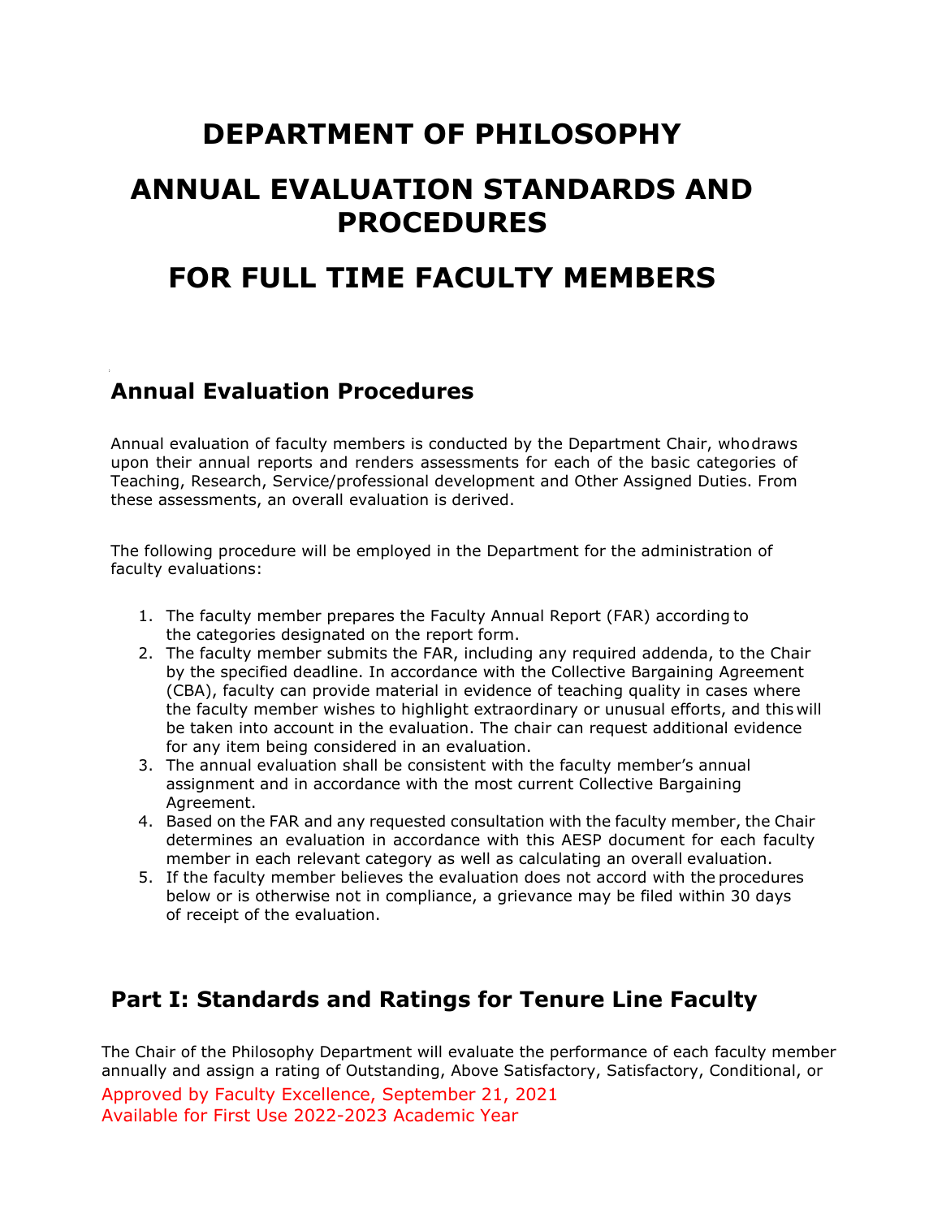# DEPARTMENT OF PHILOSOPHY

# ANNUAL EVALUATION STANDARDS AND PROCEDURES

# FOR FULL TIME FACULTY MEMBERS

## Annual Evaluation Procedures

Annual evaluation of faculty members is conducted by the Department Chair, who draws upon their annual reports and renders assessments for each of the basic categories of Teaching, Research, Service/professional development and Other Assigned Duties. From these assessments, an overall evaluation is derived.

The following procedure will be employed in the Department for the administration of faculty evaluations:

1. The faculty member prepares the Faculty Annual Report (FAR) according to the categories designated on the report form.
2. The faculty member submits the FAR, including any required addenda, to the Chair by the specified deadline. In accordance with the Collective Bargaining Agreement (CBA), faculty can provide material in evidence of teaching quality in cases where the faculty member wishes to highlight extraordinary or unusual efforts, and this will be taken into account in the evaluation. The chair can request additional evidence for any item being considered in an evaluation.
3. The annual evaluation shall be consistent with the faculty member's annual assignment and in accordance with the most current Collective Bargaining Agreement.
4. Based on the FAR and any requested consultation with the faculty member, the Chair determines an evaluation in accordance with this AESP document for each faculty member in each relevant category as well as calculating an overall evaluation.
5. If the faculty member believes the evaluation does not accord with the procedures below or is otherwise not in compliance, a grievance may be filed within 30 days of receipt of the evaluation.

## Part I: Standards and Ratings for Tenure Line Faculty

The Chair of the Philosophy Department will evaluate the performance of each faculty member annually and assign a rating of Outstanding, Above Satisfactory, Satisfactory, Conditional, or

Approved by Faculty Excellence, September 21, 2021
Available for First Use 2022-2023 Academic Year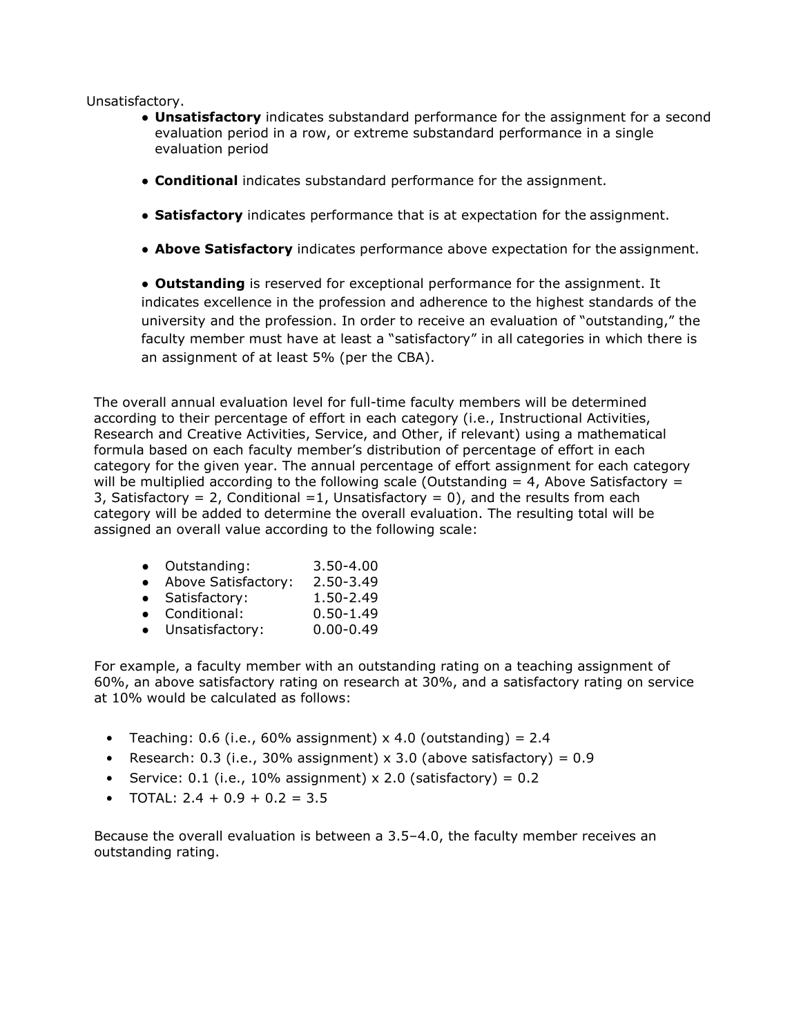Unsatisfactory.

- **Unsatisfactory** indicates substandard performance for the assignment for a second evaluation period in a row, or extreme substandard performance in a single evaluation period

- **Conditional** indicates substandard performance for the assignment.

- **Satisfactory** indicates performance that is at expectation for the assignment.

- **Above Satisfactory** indicates performance above expectation for the assignment.

- **Outstanding** is reserved for exceptional performance for the assignment. It indicates excellence in the profession and adherence to the highest standards of the university and the profession. In order to receive an evaluation of "outstanding," the faculty member must have at least a "satisfactory" in all categories in which there is an assignment of at least 5% (per the CBA).

The overall annual evaluation level for full-time faculty members will be determined according to their percentage of effort in each category (i.e., Instructional Activities, Research and Creative Activities, Service, and Other, if relevant) using a mathematical formula based on each faculty member's distribution of percentage of effort in each category for the given year. The annual percentage of effort assignment for each category will be multiplied according to the following scale (Outstanding = 4, Above Satisfactory = 3, Satisfactory = 2, Conditional =1, Unsatisfactory = 0), and the results from each category will be added to determine the overall evaluation. The resulting total will be assigned an overall value according to the following scale:

- Outstanding: 3.50-4.00
- Above Satisfactory: 2.50-3.49
- Satisfactory: 1.50-2.49
- Conditional: 0.50-1.49
- Unsatisfactory: 0.00-0.49

For example, a faculty member with an outstanding rating on a teaching assignment of 60%, an above satisfactory rating on research at 30%, and a satisfactory rating on service at 10% would be calculated as follows:

- Teaching: 0.6 (i.e., 60% assignment) x 4.0 (outstanding) = 2.4
- Research: 0.3 (i.e., 30% assignment) x 3.0 (above satisfactory) = 0.9
- Service: 0.1 (i.e., 10% assignment) x 2.0 (satisfactory) = 0.2
- TOTAL: 2.4 + 0.9 + 0.2 = 3.5

Because the overall evaluation is between a 3.5–4.0, the faculty member receives an outstanding rating.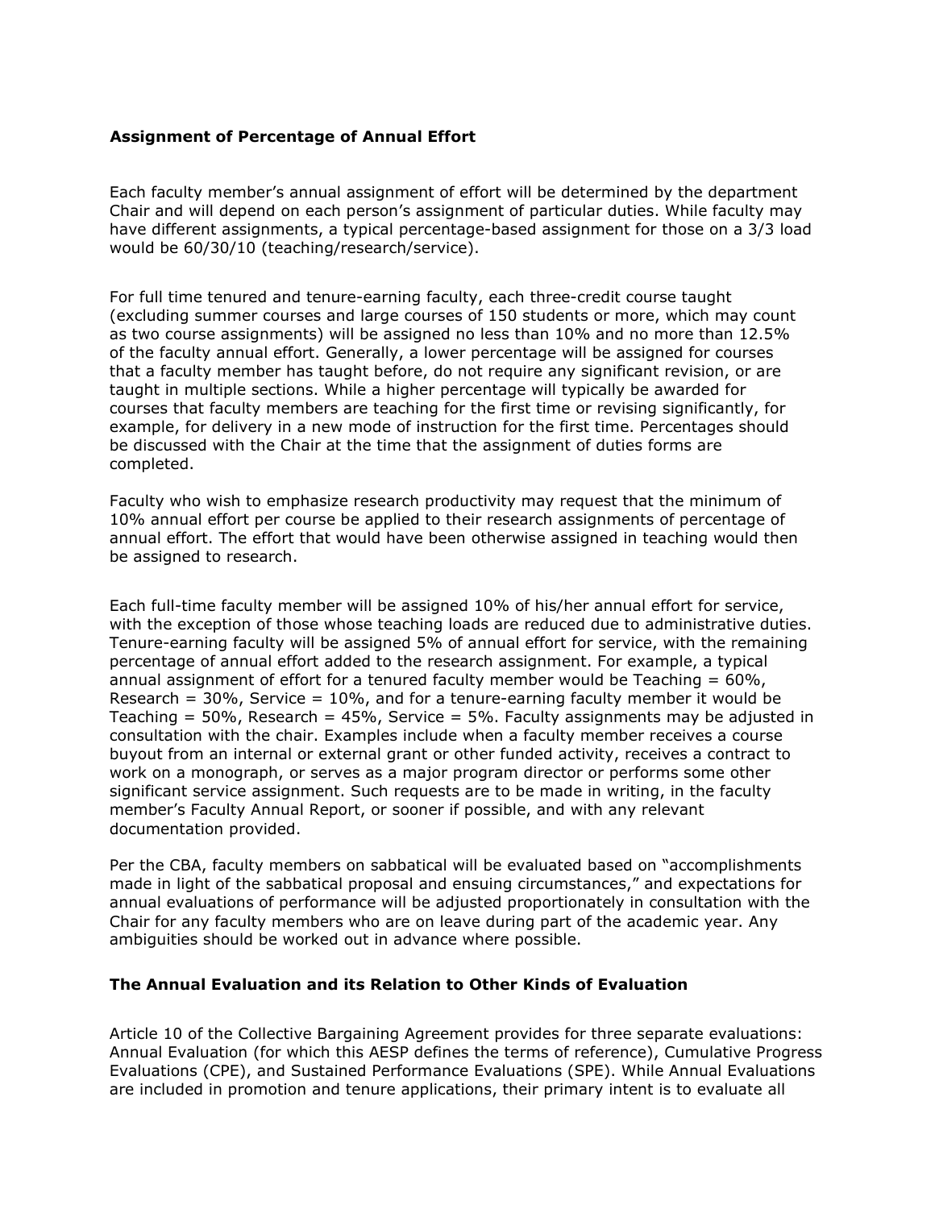### Assignment of Percentage of Annual Effort

Each faculty member's annual assignment of effort will be determined by the department Chair and will depend on each person's assignment of particular duties. While faculty may have different assignments, a typical percentage-based assignment for those on a 3/3 load would be 60/30/10 (teaching/research/service).

For full time tenured and tenure-earning faculty, each three-credit course taught (excluding summer courses and large courses of 150 students or more, which may count as two course assignments) will be assigned no less than 10% and no more than 12.5% of the faculty annual effort. Generally, a lower percentage will be assigned for courses that a faculty member has taught before, do not require any significant revision, or are taught in multiple sections. While a higher percentage will typically be awarded for courses that faculty members are teaching for the first time or revising significantly, for example, for delivery in a new mode of instruction for the first time. Percentages should be discussed with the Chair at the time that the assignment of duties forms are completed.

Faculty who wish to emphasize research productivity may request that the minimum of 10% annual effort per course be applied to their research assignments of percentage of annual effort. The effort that would have been otherwise assigned in teaching would then be assigned to research.

Each full-time faculty member will be assigned 10% of his/her annual effort for service, with the exception of those whose teaching loads are reduced due to administrative duties. Tenure-earning faculty will be assigned 5% of annual effort for service, with the remaining percentage of annual effort added to the research assignment. For example, a typical annual assignment of effort for a tenured faculty member would be Teaching = 60%, Research = 30%, Service = 10%, and for a tenure-earning faculty member it would be Teaching = 50%, Research = 45%, Service = 5%. Faculty assignments may be adjusted in consultation with the chair. Examples include when a faculty member receives a course buyout from an internal or external grant or other funded activity, receives a contract to work on a monograph, or serves as a major program director or performs some other significant service assignment. Such requests are to be made in writing, in the faculty member's Faculty Annual Report, or sooner if possible, and with any relevant documentation provided.

Per the CBA, faculty members on sabbatical will be evaluated based on "accomplishments made in light of the sabbatical proposal and ensuing circumstances," and expectations for annual evaluations of performance will be adjusted proportionately in consultation with the Chair for any faculty members who are on leave during part of the academic year. Any ambiguities should be worked out in advance where possible.

### The Annual Evaluation and its Relation to Other Kinds of Evaluation

Article 10 of the Collective Bargaining Agreement provides for three separate evaluations: Annual Evaluation (for which this AESP defines the terms of reference), Cumulative Progress Evaluations (CPE), and Sustained Performance Evaluations (SPE). While Annual Evaluations are included in promotion and tenure applications, their primary intent is to evaluate all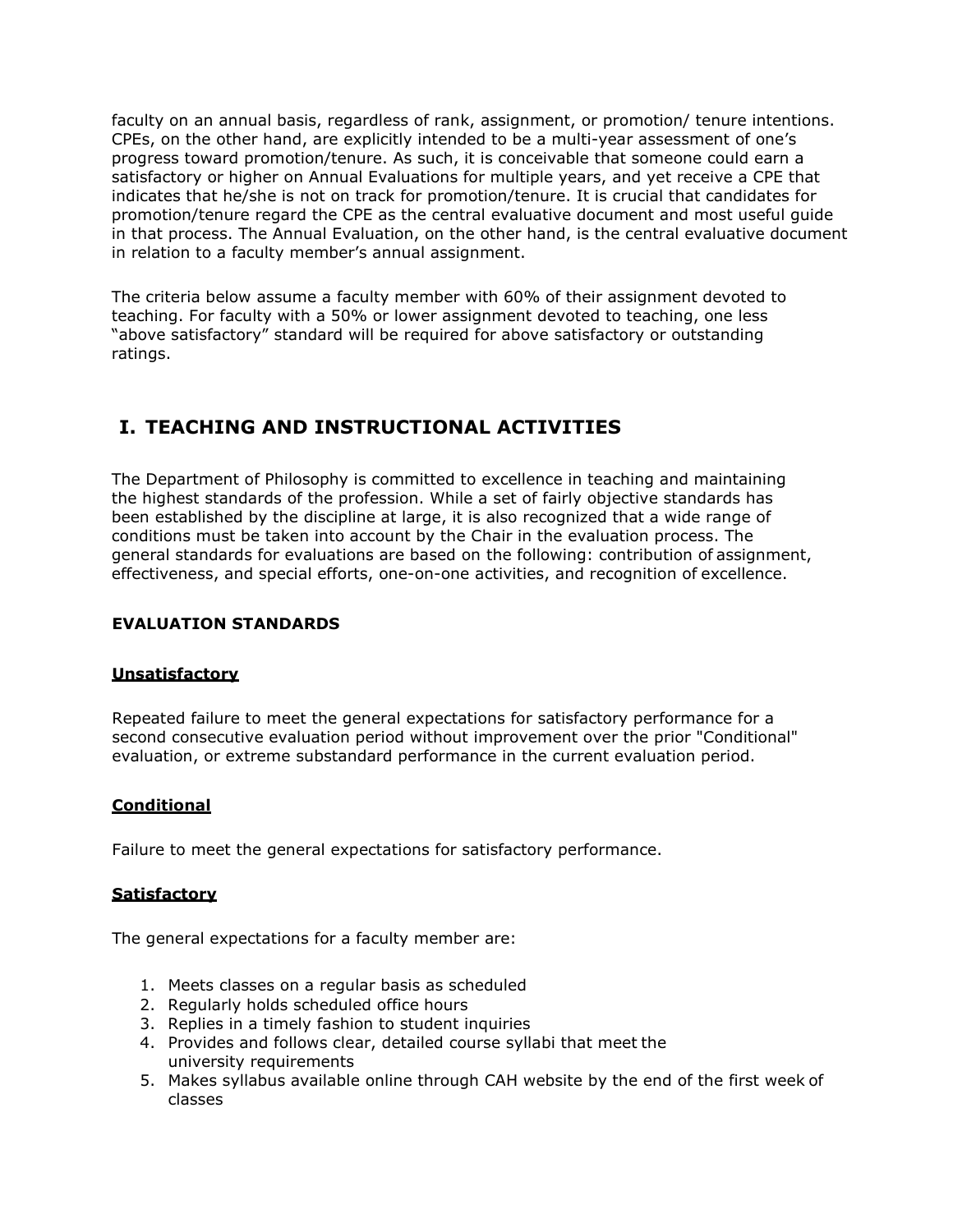faculty on an annual basis, regardless of rank, assignment, or promotion/ tenure intentions. CPEs, on the other hand, are explicitly intended to be a multi-year assessment of one's progress toward promotion/tenure. As such, it is conceivable that someone could earn a satisfactory or higher on Annual Evaluations for multiple years, and yet receive a CPE that indicates that he/she is not on track for promotion/tenure. It is crucial that candidates for promotion/tenure regard the CPE as the central evaluative document and most useful guide in that process. The Annual Evaluation, on the other hand, is the central evaluative document in relation to a faculty member's annual assignment.

The criteria below assume a faculty member with 60% of their assignment devoted to teaching. For faculty with a 50% or lower assignment devoted to teaching, one less "above satisfactory" standard will be required for above satisfactory or outstanding ratings.

## I. TEACHING AND INSTRUCTIONAL ACTIVITIES

The Department of Philosophy is committed to excellence in teaching and maintaining the highest standards of the profession. While a set of fairly objective standards has been established by the discipline at large, it is also recognized that a wide range of conditions must be taken into account by the Chair in the evaluation process. The general standards for evaluations are based on the following: contribution of assignment, effectiveness, and special efforts, one-on-one activities, and recognition of excellence.

### EVALUATION STANDARDS

#### Unsatisfactory

Repeated failure to meet the general expectations for satisfactory performance for a second consecutive evaluation period without improvement over the prior "Conditional" evaluation, or extreme substandard performance in the current evaluation period.

#### Conditional

Failure to meet the general expectations for satisfactory performance.

#### Satisfactory

The general expectations for a faculty member are:

1. Meets classes on a regular basis as scheduled
2. Regularly holds scheduled office hours
3. Replies in a timely fashion to student inquiries
4. Provides and follows clear, detailed course syllabi that meet the university requirements
5. Makes syllabus available online through CAH website by the end of the first week of classes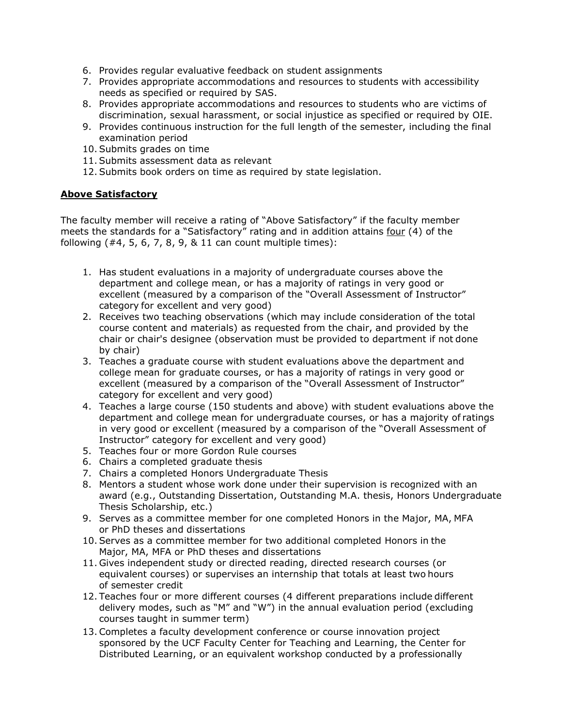6. Provides regular evaluative feedback on student assignments
7. Provides appropriate accommodations and resources to students with accessibility needs as specified or required by SAS.
8. Provides appropriate accommodations and resources to students who are victims of discrimination, sexual harassment, or social injustice as specified or required by OIE.
9. Provides continuous instruction for the full length of the semester, including the final examination period
10. Submits grades on time
11. Submits assessment data as relevant
12. Submits book orders on time as required by state legislation.

**Above Satisfactory**

The faculty member will receive a rating of "Above Satisfactory" if the faculty member meets the standards for a "Satisfactory" rating and in addition attains four (4) of the following (#4, 5, 6, 7, 8, 9, & 11 can count multiple times):

1. Has student evaluations in a majority of undergraduate courses above the department and college mean, or has a majority of ratings in very good or excellent (measured by a comparison of the "Overall Assessment of Instructor" category for excellent and very good)
2. Receives two teaching observations (which may include consideration of the total course content and materials) as requested from the chair, and provided by the chair or chair's designee (observation must be provided to department if not done by chair)
3. Teaches a graduate course with student evaluations above the department and college mean for graduate courses, or has a majority of ratings in very good or excellent (measured by a comparison of the "Overall Assessment of Instructor" category for excellent and very good)
4. Teaches a large course (150 students and above) with student evaluations above the department and college mean for undergraduate courses, or has a majority of ratings in very good or excellent (measured by a comparison of the "Overall Assessment of Instructor" category for excellent and very good)
5. Teaches four or more Gordon Rule courses
6. Chairs a completed graduate thesis
7. Chairs a completed Honors Undergraduate Thesis
8. Mentors a student whose work done under their supervision is recognized with an award (e.g., Outstanding Dissertation, Outstanding M.A. thesis, Honors Undergraduate Thesis Scholarship, etc.)
9. Serves as a committee member for one completed Honors in the Major, MA, MFA or PhD theses and dissertations
10. Serves as a committee member for two additional completed Honors in the Major, MA, MFA or PhD theses and dissertations
11. Gives independent study or directed reading, directed research courses (or equivalent courses) or supervises an internship that totals at least two hours of semester credit
12. Teaches four or more different courses (4 different preparations include different delivery modes, such as "M" and "W") in the annual evaluation period (excluding courses taught in summer term)
13. Completes a faculty development conference or course innovation project sponsored by the UCF Faculty Center for Teaching and Learning, the Center for Distributed Learning, or an equivalent workshop conducted by a professionally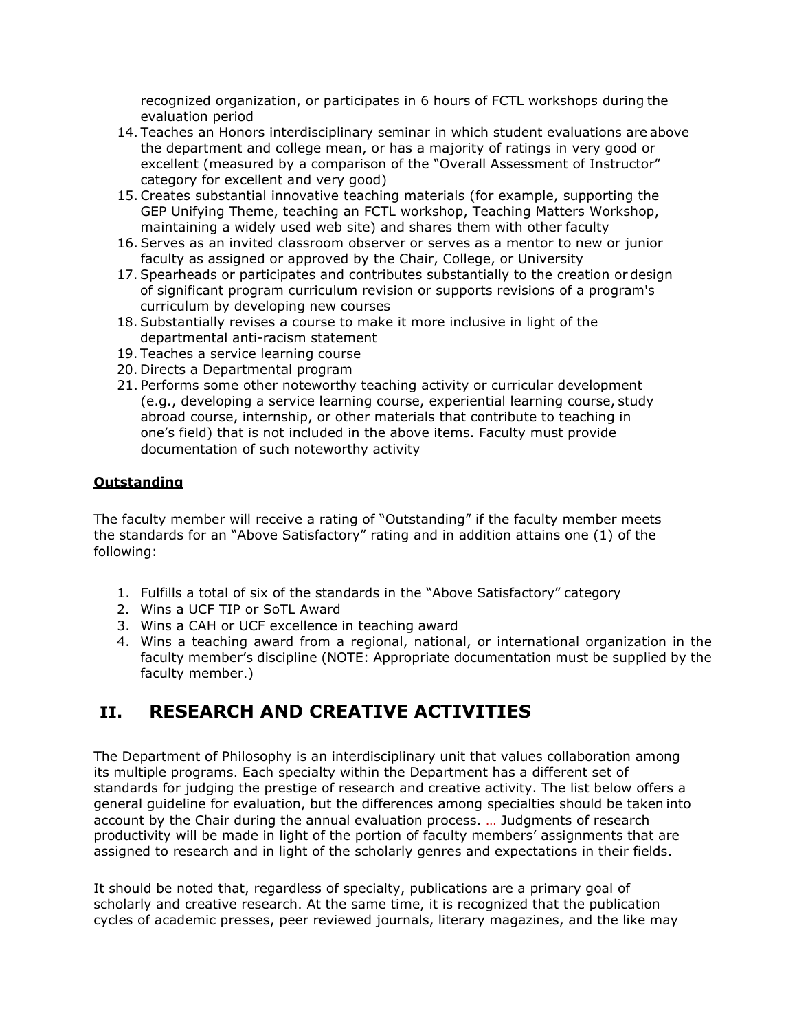recognized organization, or participates in 6 hours of FCTL workshops during the evaluation period

14. Teaches an Honors interdisciplinary seminar in which student evaluations are above the department and college mean, or has a majority of ratings in very good or excellent (measured by a comparison of the "Overall Assessment of Instructor" category for excellent and very good)
15. Creates substantial innovative teaching materials (for example, supporting the GEP Unifying Theme, teaching an FCTL workshop, Teaching Matters Workshop, maintaining a widely used web site) and shares them with other faculty
16. Serves as an invited classroom observer or serves as a mentor to new or junior faculty as assigned or approved by the Chair, College, or University
17. Spearheads or participates and contributes substantially to the creation or design of significant program curriculum revision or supports revisions of a program's curriculum by developing new courses
18. Substantially revises a course to make it more inclusive in light of the departmental anti-racism statement
19. Teaches a service learning course
20. Directs a Departmental program
21. Performs some other noteworthy teaching activity or curricular development (e.g., developing a service learning course, experiential learning course, study abroad course, internship, or other materials that contribute to teaching in one's field) that is not included in the above items. Faculty must provide documentation of such noteworthy activity

**Outstanding**

The faculty member will receive a rating of "Outstanding" if the faculty member meets the standards for an "Above Satisfactory" rating and in addition attains one (1) of the following:

1. Fulfills a total of six of the standards in the "Above Satisfactory" category
2. Wins a UCF TIP or SoTL Award
3. Wins a CAH or UCF excellence in teaching award
4. Wins a teaching award from a regional, national, or international organization in the faculty member's discipline (NOTE: Appropriate documentation must be supplied by the faculty member.)

## II. RESEARCH AND CREATIVE ACTIVITIES

The Department of Philosophy is an interdisciplinary unit that values collaboration among its multiple programs. Each specialty within the Department has a different set of standards for judging the prestige of research and creative activity. The list below offers a general guideline for evaluation, but the differences among specialties should be taken into account by the Chair during the annual evaluation process. … Judgments of research productivity will be made in light of the portion of faculty members' assignments that are assigned to research and in light of the scholarly genres and expectations in their fields.

It should be noted that, regardless of specialty, publications are a primary goal of scholarly and creative research. At the same time, it is recognized that the publication cycles of academic presses, peer reviewed journals, literary magazines, and the like may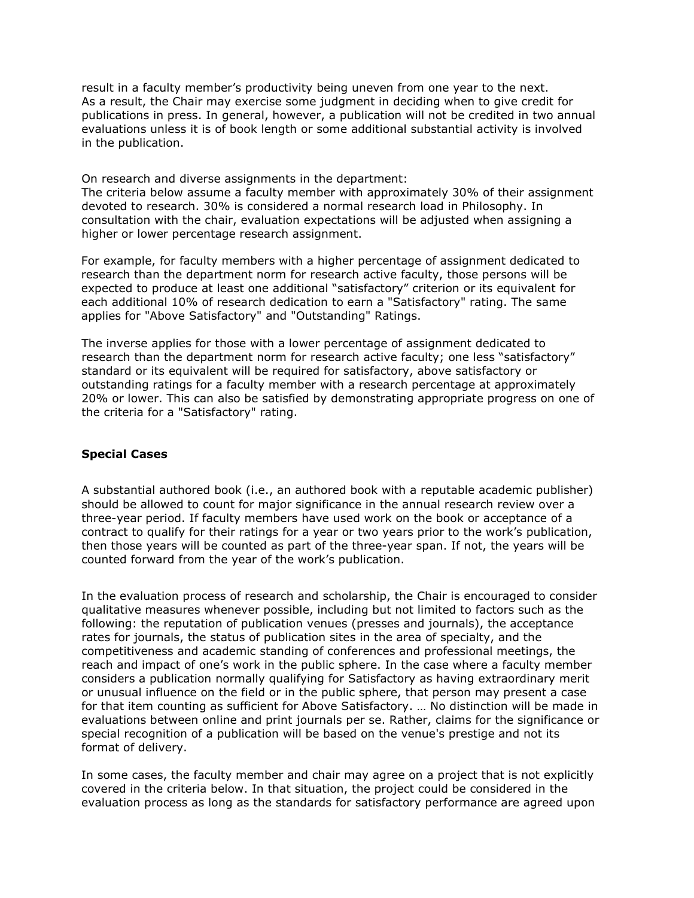result in a faculty member's productivity being uneven from one year to the next. As a result, the Chair may exercise some judgment in deciding when to give credit for publications in press. In general, however, a publication will not be credited in two annual evaluations unless it is of book length or some additional substantial activity is involved in the publication.

On research and diverse assignments in the department:
The criteria below assume a faculty member with approximately 30% of their assignment devoted to research. 30% is considered a normal research load in Philosophy. In consultation with the chair, evaluation expectations will be adjusted when assigning a higher or lower percentage research assignment.

For example, for faculty members with a higher percentage of assignment dedicated to research than the department norm for research active faculty, those persons will be expected to produce at least one additional "satisfactory" criterion or its equivalent for each additional 10% of research dedication to earn a "Satisfactory" rating. The same applies for "Above Satisfactory" and "Outstanding" Ratings.

The inverse applies for those with a lower percentage of assignment dedicated to research than the department norm for research active faculty; one less "satisfactory" standard or its equivalent will be required for satisfactory, above satisfactory or outstanding ratings for a faculty member with a research percentage at approximately 20% or lower. This can also be satisfied by demonstrating appropriate progress on one of the criteria for a "Satisfactory" rating.

**Special Cases**

A substantial authored book (i.e., an authored book with a reputable academic publisher) should be allowed to count for major significance in the annual research review over a three-year period. If faculty members have used work on the book or acceptance of a contract to qualify for their ratings for a year or two years prior to the work's publication, then those years will be counted as part of the three-year span. If not, the years will be counted forward from the year of the work's publication.

In the evaluation process of research and scholarship, the Chair is encouraged to consider qualitative measures whenever possible, including but not limited to factors such as the following: the reputation of publication venues (presses and journals), the acceptance rates for journals, the status of publication sites in the area of specialty, and the competitiveness and academic standing of conferences and professional meetings, the reach and impact of one's work in the public sphere. In the case where a faculty member considers a publication normally qualifying for Satisfactory as having extraordinary merit or unusual influence on the field or in the public sphere, that person may present a case for that item counting as sufficient for Above Satisfactory. … No distinction will be made in evaluations between online and print journals per se. Rather, claims for the significance or special recognition of a publication will be based on the venue's prestige and not its format of delivery.

In some cases, the faculty member and chair may agree on a project that is not explicitly covered in the criteria below. In that situation, the project could be considered in the evaluation process as long as the standards for satisfactory performance are agreed upon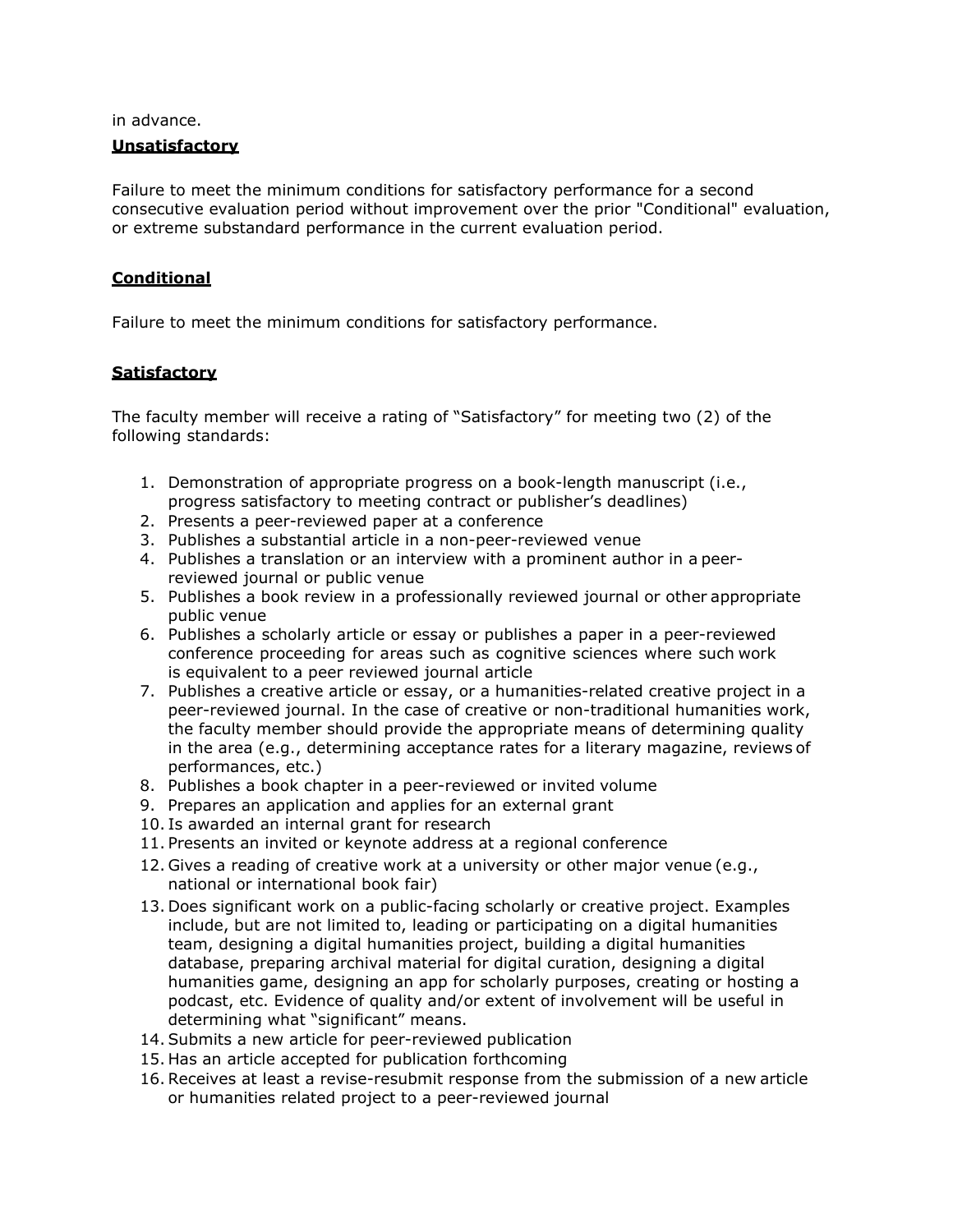in advance.

**Unsatisfactory**

Failure to meet the minimum conditions for satisfactory performance for a second consecutive evaluation period without improvement over the prior "Conditional" evaluation, or extreme substandard performance in the current evaluation period.

**Conditional**

Failure to meet the minimum conditions for satisfactory performance.

**Satisfactory**

The faculty member will receive a rating of "Satisfactory" for meeting two (2) of the following standards:

1. Demonstration of appropriate progress on a book-length manuscript (i.e., progress satisfactory to meeting contract or publisher's deadlines)
2. Presents a peer-reviewed paper at a conference
3. Publishes a substantial article in a non-peer-reviewed venue
4. Publishes a translation or an interview with a prominent author in a peer-reviewed journal or public venue
5. Publishes a book review in a professionally reviewed journal or other appropriate public venue
6. Publishes a scholarly article or essay or publishes a paper in a peer-reviewed conference proceeding for areas such as cognitive sciences where such work is equivalent to a peer reviewed journal article
7. Publishes a creative article or essay, or a humanities-related creative project in a peer-reviewed journal. In the case of creative or non-traditional humanities work, the faculty member should provide the appropriate means of determining quality in the area (e.g., determining acceptance rates for a literary magazine, reviews of performances, etc.)
8. Publishes a book chapter in a peer-reviewed or invited volume
9. Prepares an application and applies for an external grant
10. Is awarded an internal grant for research
11. Presents an invited or keynote address at a regional conference
12. Gives a reading of creative work at a university or other major venue (e.g., national or international book fair)
13. Does significant work on a public-facing scholarly or creative project. Examples include, but are not limited to, leading or participating on a digital humanities team, designing a digital humanities project, building a digital humanities database, preparing archival material for digital curation, designing a digital humanities game, designing an app for scholarly purposes, creating or hosting a podcast, etc. Evidence of quality and/or extent of involvement will be useful in determining what "significant" means.
14. Submits a new article for peer-reviewed publication
15. Has an article accepted for publication forthcoming
16. Receives at least a revise-resubmit response from the submission of a new article or humanities related project to a peer-reviewed journal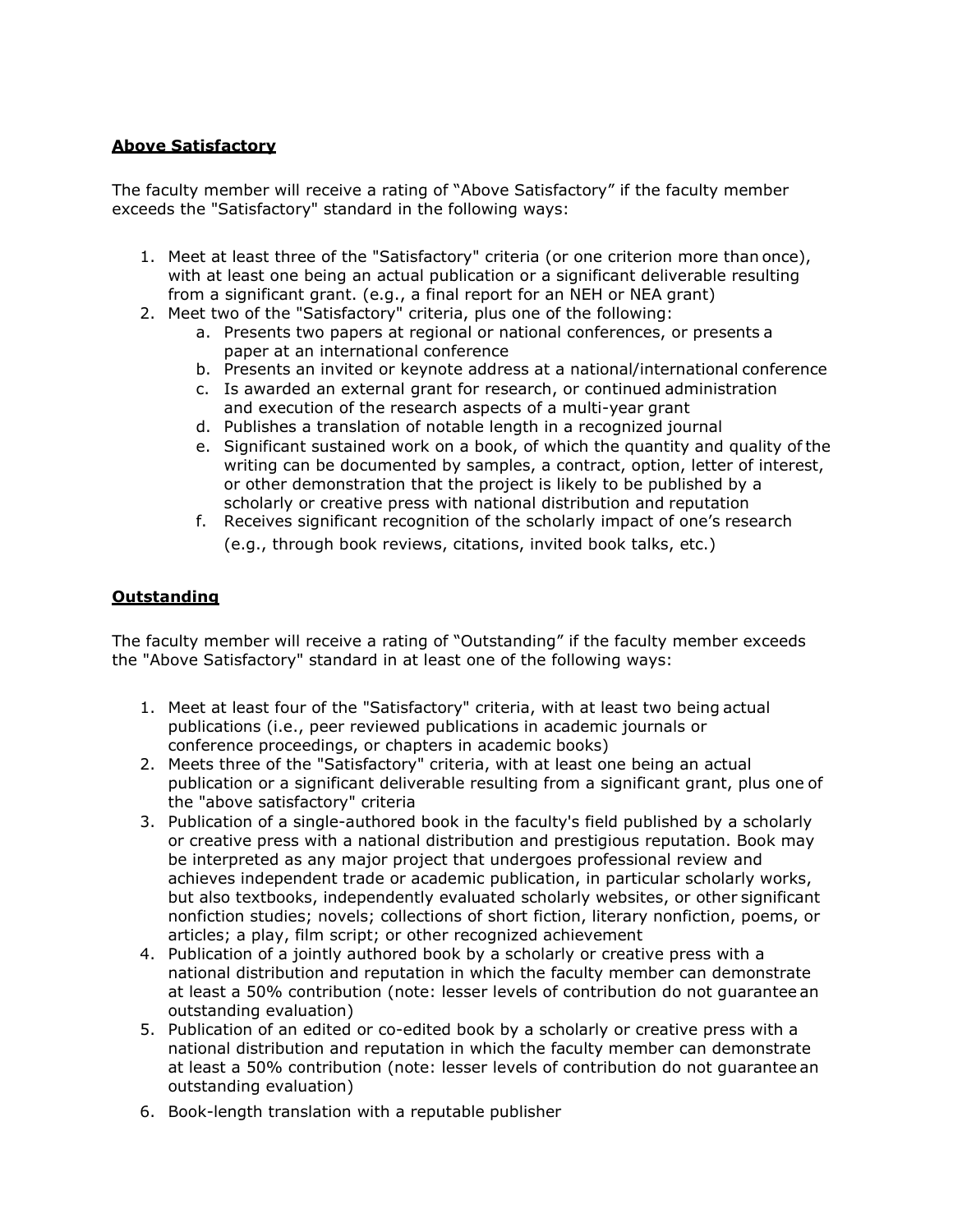**Above Satisfactory**

The faculty member will receive a rating of "Above Satisfactory" if the faculty member exceeds the "Satisfactory" standard in the following ways:

1. Meet at least three of the "Satisfactory" criteria (or one criterion more than once), with at least one being an actual publication or a significant deliverable resulting from a significant grant. (e.g., a final report for an NEH or NEA grant)
2. Meet two of the "Satisfactory" criteria, plus one of the following:
    a. Presents two papers at regional or national conferences, or presents a paper at an international conference
    b. Presents an invited or keynote address at a national/international conference
    c. Is awarded an external grant for research, or continued administration and execution of the research aspects of a multi-year grant
    d. Publishes a translation of notable length in a recognized journal
    e. Significant sustained work on a book, of which the quantity and quality of the writing can be documented by samples, a contract, option, letter of interest, or other demonstration that the project is likely to be published by a scholarly or creative press with national distribution and reputation
    f. Receives significant recognition of the scholarly impact of one's research (e.g., through book reviews, citations, invited book talks, etc.)

**Outstanding**

The faculty member will receive a rating of "Outstanding" if the faculty member exceeds the "Above Satisfactory" standard in at least one of the following ways:

1. Meet at least four of the "Satisfactory" criteria, with at least two being actual publications (i.e., peer reviewed publications in academic journals or conference proceedings, or chapters in academic books)
2. Meets three of the "Satisfactory" criteria, with at least one being an actual publication or a significant deliverable resulting from significant grant, plus one of the "above satisfactory" criteria
3. Publication of a single-authored book in the faculty's field published by a scholarly or creative press with a national distribution and prestigious reputation. Book may be interpreted as any major project that undergoes professional review and achieves independent trade or academic publication, in particular scholarly works, but also textbooks, independently evaluated scholarly websites, or other significant nonfiction studies; novels; collections of short fiction, literary nonfiction, poems, or articles; a play, film script; or other recognized achievement
4. Publication of a jointly authored book by a scholarly or creative press with a national distribution and reputation in which the faculty member can demonstrate at least a 50% contribution (note: lesser levels of contribution do not guarantee an outstanding evaluation)
5. Publication of an edited or co-edited book by a scholarly or creative press with a national distribution and reputation in which the faculty member can demonstrate at least a 50% contribution (note: lesser levels of contribution do not guarantee an outstanding evaluation)
6. Book-length translation with a reputable publisher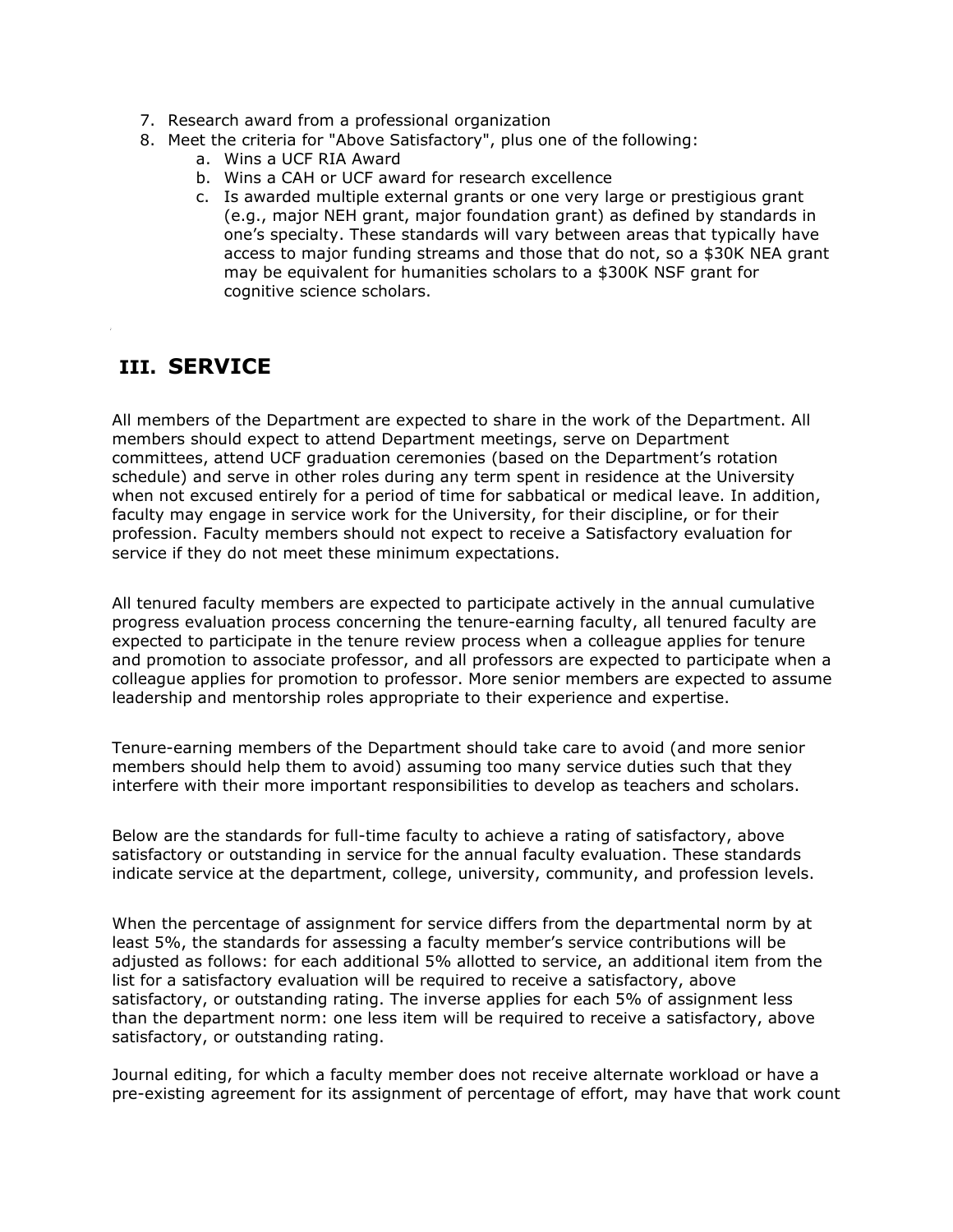7. Research award from a professional organization
8. Meet the criteria for "Above Satisfactory", plus one of the following:
    a. Wins a UCF RIA Award
    b. Wins a CAH or UCF award for research excellence
    c. Is awarded multiple external grants or one very large or prestigious grant (e.g., major NEH grant, major foundation grant) as defined by standards in one's specialty. These standards will vary between areas that typically have access to major funding streams and those that do not, so a $30K NEA grant may be equivalent for humanities scholars to a $300K NSF grant for cognitive science scholars.

## III. SERVICE

All members of the Department are expected to share in the work of the Department. All members should expect to attend Department meetings, serve on Department committees, attend UCF graduation ceremonies (based on the Department's rotation schedule) and serve in other roles during any term spent in residence at the University when not excused entirely for a period of time for sabbatical or medical leave. In addition, faculty may engage in service work for the University, for their discipline, or for their profession. Faculty members should not expect to receive a Satisfactory evaluation for service if they do not meet these minimum expectations.

All tenured faculty members are expected to participate actively in the annual cumulative progress evaluation process concerning the tenure-earning faculty, all tenured faculty are expected to participate in the tenure review process when a colleague applies for tenure and promotion to associate professor, and all professors are expected to participate when a colleague applies for promotion to professor. More senior members are expected to assume leadership and mentorship roles appropriate to their experience and expertise.

Tenure-earning members of the Department should take care to avoid (and more senior members should help them to avoid) assuming too many service duties such that they interfere with their more important responsibilities to develop as teachers and scholars.

Below are the standards for full-time faculty to achieve a rating of satisfactory, above satisfactory or outstanding in service for the annual faculty evaluation. These standards indicate service at the department, college, university, community, and profession levels.

When the percentage of assignment for service differs from the departmental norm by at least 5%, the standards for assessing a faculty member's service contributions will be adjusted as follows: for each additional 5% allotted to service, an additional item from the list for a satisfactory evaluation will be required to receive a satisfactory, above satisfactory, or outstanding rating. The inverse applies for each 5% of assignment less than the department norm: one less item will be required to receive a satisfactory, above satisfactory, or outstanding rating.

Journal editing, for which a faculty member does not receive alternate workload or have a pre-existing agreement for its assignment of percentage of effort, may have that work count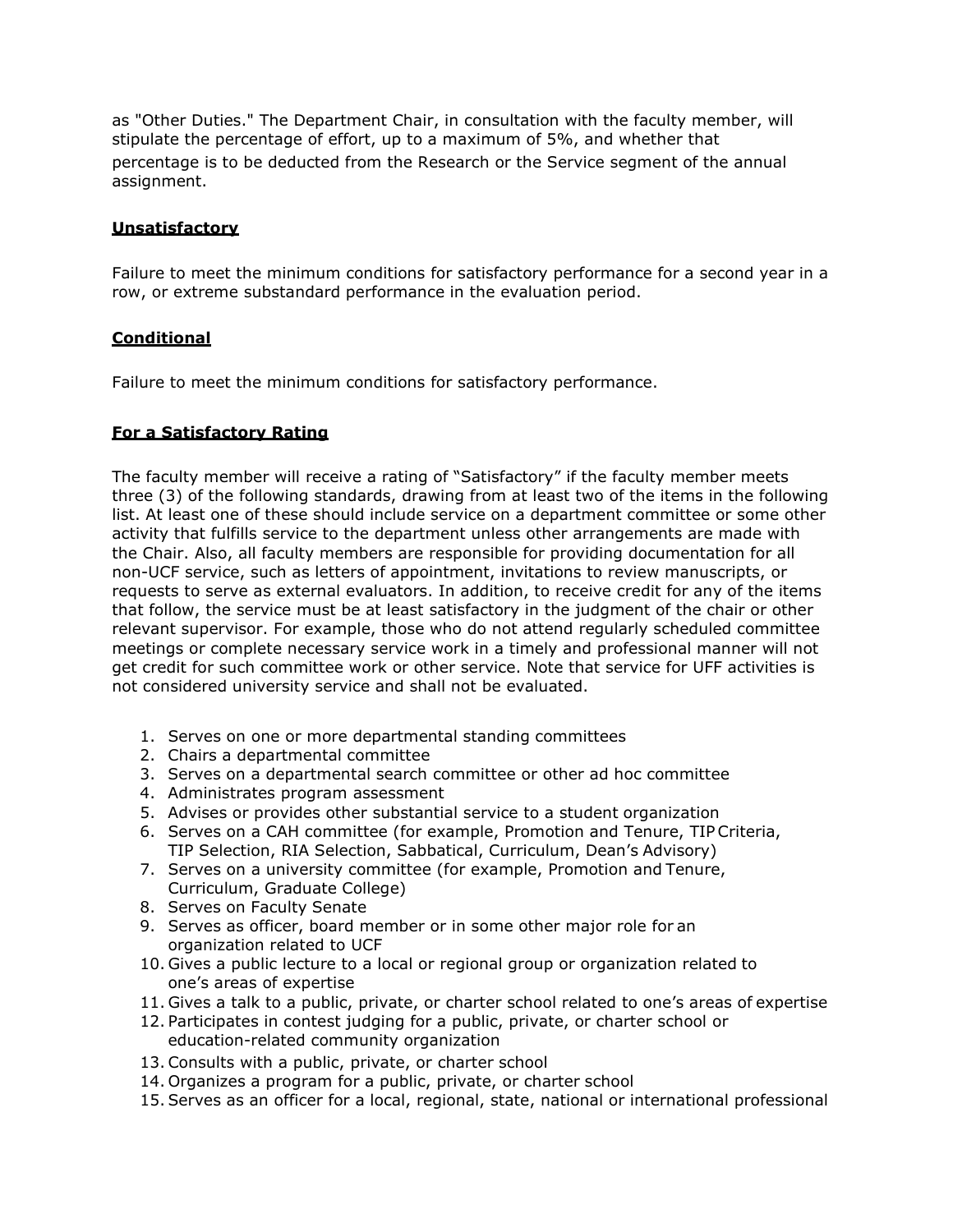as "Other Duties." The Department Chair, in consultation with the faculty member, will stipulate the percentage of effort, up to a maximum of 5%, and whether that percentage is to be deducted from the Research or the Service segment of the annual assignment.

**Unsatisfactory**

Failure to meet the minimum conditions for satisfactory performance for a second year in a row, or extreme substandard performance in the evaluation period.

**Conditional**

Failure to meet the minimum conditions for satisfactory performance.

**For a Satisfactory Rating**

The faculty member will receive a rating of "Satisfactory" if the faculty member meets three (3) of the following standards, drawing from at least two of the items in the following list. At least one of these should include service on a department committee or some other activity that fulfills service to the department unless other arrangements are made with the Chair. Also, all faculty members are responsible for providing documentation for all non-UCF service, such as letters of appointment, invitations to review manuscripts, or requests to serve as external evaluators. In addition, to receive credit for any of the items that follow, the service must be at least satisfactory in the judgment of the chair or other relevant supervisor. For example, those who do not attend regularly scheduled committee meetings or complete necessary service work in a timely and professional manner will not get credit for such committee work or other service. Note that service for UFF activities is not considered university service and shall not be evaluated.

1. Serves on one or more departmental standing committees
2. Chairs a departmental committee
3. Serves on a departmental search committee or other ad hoc committee
4. Administrates program assessment
5. Advises or provides other substantial service to a student organization
6. Serves on a CAH committee (for example, Promotion and Tenure, TIP Criteria, TIP Selection, RIA Selection, Sabbatical, Curriculum, Dean's Advisory)
7. Serves on a university committee (for example, Promotion and Tenure, Curriculum, Graduate College)
8. Serves on Faculty Senate
9. Serves as officer, board member or in some other major role for an organization related to UCF
10. Gives a public lecture to a local or regional group or organization related to one's areas of expertise
11. Gives a talk to a public, private, or charter school related to one's areas of expertise
12. Participates in contest judging for a public, private, or charter school or education-related community organization
13. Consults with a public, private, or charter school
14. Organizes a program for a public, private, or charter school
15. Serves as an officer for a local, regional, state, national or international professional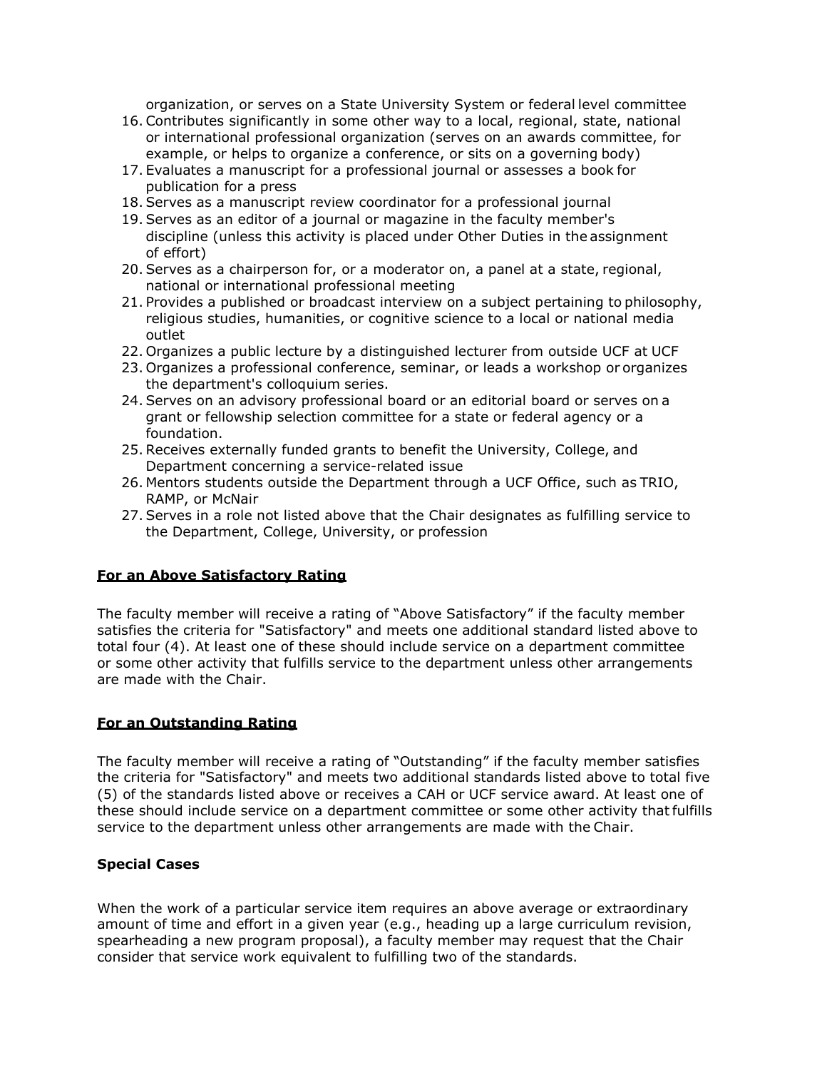organization, or serves on a State University System or federal level committee

16. Contributes significantly in some other way to a local, regional, state, national or international professional organization (serves on an awards committee, for example, or helps to organize a conference, or sits on a governing body)
17. Evaluates a manuscript for a professional journal or assesses a book for publication for a press
18. Serves as a manuscript review coordinator for a professional journal
19. Serves as an editor of a journal or magazine in the faculty member's discipline (unless this activity is placed under Other Duties in the assignment of effort)
20. Serves as a chairperson for, or a moderator on, a panel at a state, regional, national or international professional meeting
21. Provides a published or broadcast interview on a subject pertaining to philosophy, religious studies, humanities, or cognitive science to a local or national media outlet
22. Organizes a public lecture by a distinguished lecturer from outside UCF at UCF
23. Organizes a professional conference, seminar, or leads a workshop or organizes the department's colloquium series.
24. Serves on an advisory professional board or an editorial board or serves on a grant or fellowship selection committee for a state or federal agency or a foundation.
25. Receives externally funded grants to benefit the University, College, and Department concerning a service-related issue
26. Mentors students outside the Department through a UCF Office, such as TRIO, RAMP, or McNair
27. Serves in a role not listed above that the Chair designates as fulfilling service to the Department, College, University, or profession

**For an Above Satisfactory Rating**

The faculty member will receive a rating of "Above Satisfactory" if the faculty member satisfies the criteria for "Satisfactory" and meets one additional standard listed above to total four (4). At least one of these should include service on a department committee or some other activity that fulfills service to the department unless other arrangements are made with the Chair.

**For an Outstanding Rating**

The faculty member will receive a rating of "Outstanding" if the faculty member satisfies the criteria for "Satisfactory" and meets two additional standards listed above to total five (5) of the standards listed above or receives a CAH or UCF service award. At least one of these should include service on a department committee or some other activity that fulfills service to the department unless other arrangements are made with the Chair.

**Special Cases**

When the work of a particular service item requires an above average or extraordinary amount of time and effort in a given year (e.g., heading up a large curriculum revision, spearheading a new program proposal), a faculty member may request that the Chair consider that service work equivalent to fulfilling two of the standards.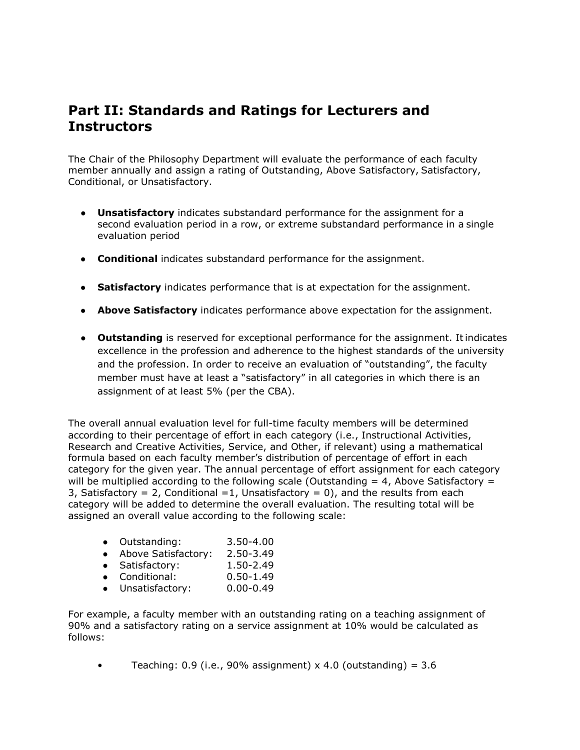## Part II: Standards and Ratings for Lecturers and Instructors

The Chair of the Philosophy Department will evaluate the performance of each faculty member annually and assign a rating of Outstanding, Above Satisfactory, Satisfactory, Conditional, or Unsatisfactory.

- **Unsatisfactory** indicates substandard performance for the assignment for a second evaluation period in a row, or extreme substandard performance in a single evaluation period
- **Conditional** indicates substandard performance for the assignment.
- **Satisfactory** indicates performance that is at expectation for the assignment.
- **Above Satisfactory** indicates performance above expectation for the assignment.
- **Outstanding** is reserved for exceptional performance for the assignment. It indicates excellence in the profession and adherence to the highest standards of the university and the profession. In order to receive an evaluation of "outstanding", the faculty member must have at least a "satisfactory" in all categories in which there is an assignment of at least 5% (per the CBA).

The overall annual evaluation level for full-time faculty members will be determined according to their percentage of effort in each category (i.e., Instructional Activities, Research and Creative Activities, Service, and Other, if relevant) using a mathematical formula based on each faculty member's distribution of percentage of effort in each category for the given year. The annual percentage of effort assignment for each category will be multiplied according to the following scale (Outstanding = 4, Above Satisfactory = 3, Satisfactory = 2, Conditional =1, Unsatisfactory = 0), and the results from each category will be added to determine the overall evaluation. The resulting total will be assigned an overall value according to the following scale:

- Outstanding: 3.50-4.00
- Above Satisfactory: 2.50-3.49
- Satisfactory: 1.50-2.49
- Conditional: 0.50-1.49
- Unsatisfactory: 0.00-0.49

For example, a faculty member with an outstanding rating on a teaching assignment of 90% and a satisfactory rating on a service assignment at 10% would be calculated as follows:

- Teaching: 0.9 (i.e., 90% assignment) x 4.0 (outstanding) = 3.6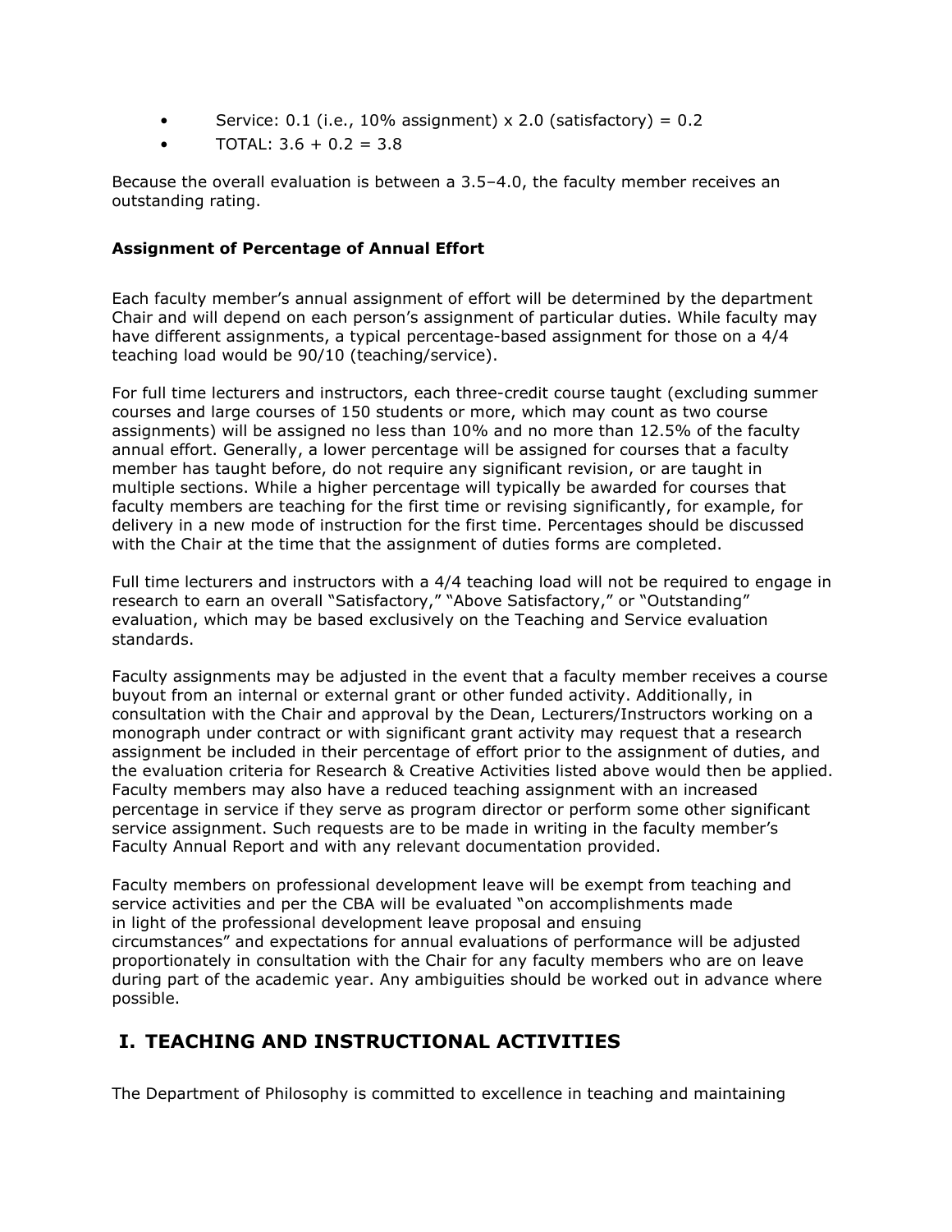- Service: 0.1 (i.e., 10% assignment) x 2.0 (satisfactory) = 0.2
- TOTAL: 3.6 + 0.2 = 3.8

Because the overall evaluation is between a 3.5–4.0, the faculty member receives an outstanding rating.

**Assignment of Percentage of Annual Effort**

Each faculty member's annual assignment of effort will be determined by the department Chair and will depend on each person's assignment of particular duties. While faculty may have different assignments, a typical percentage-based assignment for those on a 4/4 teaching load would be 90/10 (teaching/service).

For full time lecturers and instructors, each three-credit course taught (excluding summer courses and large courses of 150 students or more, which may count as two course assignments) will be assigned no less than 10% and no more than 12.5% of the faculty annual effort. Generally, a lower percentage will be assigned for courses that a faculty member has taught before, do not require any significant revision, or are taught in multiple sections. While a higher percentage will typically be awarded for courses that faculty members are teaching for the first time or revising significantly, for example, for delivery in a new mode of instruction for the first time. Percentages should be discussed with the Chair at the time that the assignment of duties forms are completed.

Full time lecturers and instructors with a 4/4 teaching load will not be required to engage in research to earn an overall "Satisfactory," "Above Satisfactory," or "Outstanding" evaluation, which may be based exclusively on the Teaching and Service evaluation standards.

Faculty assignments may be adjusted in the event that a faculty member receives a course buyout from an internal or external grant or other funded activity. Additionally, in consultation with the Chair and approval by the Dean, Lecturers/Instructors working on a monograph under contract or with significant grant activity may request that a research assignment be included in their percentage of effort prior to the assignment of duties, and the evaluation criteria for Research & Creative Activities listed above would then be applied. Faculty members may also have a reduced teaching assignment with an increased percentage in service if they serve as program director or perform some other significant service assignment. Such requests are to be made in writing in the faculty member's Faculty Annual Report and with any relevant documentation provided.

Faculty members on professional development leave will be exempt from teaching and service activities and per the CBA will be evaluated "on accomplishments made in light of the professional development leave proposal and ensuing circumstances" and expectations for annual evaluations of performance will be adjusted proportionately in consultation with the Chair for any faculty members who are on leave during part of the academic year. Any ambiguities should be worked out in advance where possible.

## I. TEACHING AND INSTRUCTIONAL ACTIVITIES

The Department of Philosophy is committed to excellence in teaching and maintaining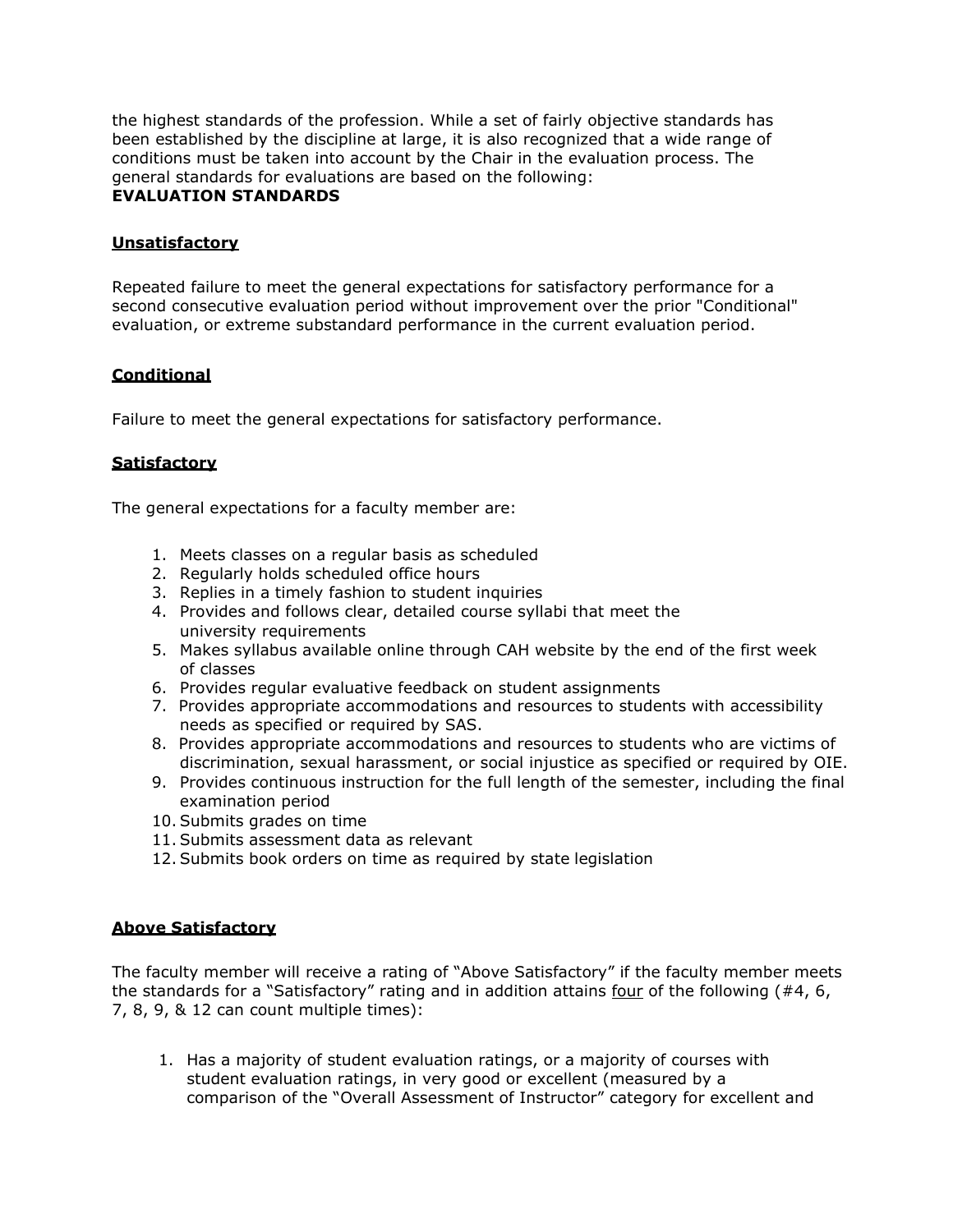the highest standards of the profession. While a set of fairly objective standards has been established by the discipline at large, it is also recognized that a wide range of conditions must be taken into account by the Chair in the evaluation process. The general standards for evaluations are based on the following:

**EVALUATION STANDARDS**

**Unsatisfactory**

Repeated failure to meet the general expectations for satisfactory performance for a second consecutive evaluation period without improvement over the prior "Conditional" evaluation, or extreme substandard performance in the current evaluation period.

**Conditional**

Failure to meet the general expectations for satisfactory performance.

**Satisfactory**

The general expectations for a faculty member are:

1. Meets classes on a regular basis as scheduled
2. Regularly holds scheduled office hours
3. Replies in a timely fashion to student inquiries
4. Provides and follows clear, detailed course syllabi that meet the university requirements
5. Makes syllabus available online through CAH website by the end of the first week of classes
6. Provides regular evaluative feedback on student assignments
7. Provides appropriate accommodations and resources to students with accessibility needs as specified or required by SAS.
8. Provides appropriate accommodations and resources to students who are victims of discrimination, sexual harassment, or social injustice as specified or required by OIE.
9. Provides continuous instruction for the full length of the semester, including the final examination period
10. Submits grades on time
11. Submits assessment data as relevant
12. Submits book orders on time as required by state legislation

**Above Satisfactory**

The faculty member will receive a rating of "Above Satisfactory" if the faculty member meets the standards for a "Satisfactory" rating and in addition attains four of the following (#4, 6, 7, 8, 9, & 12 can count multiple times):

1. Has a majority of student evaluation ratings, or a majority of courses with student evaluation ratings, in very good or excellent (measured by a comparison of the "Overall Assessment of Instructor" category for excellent and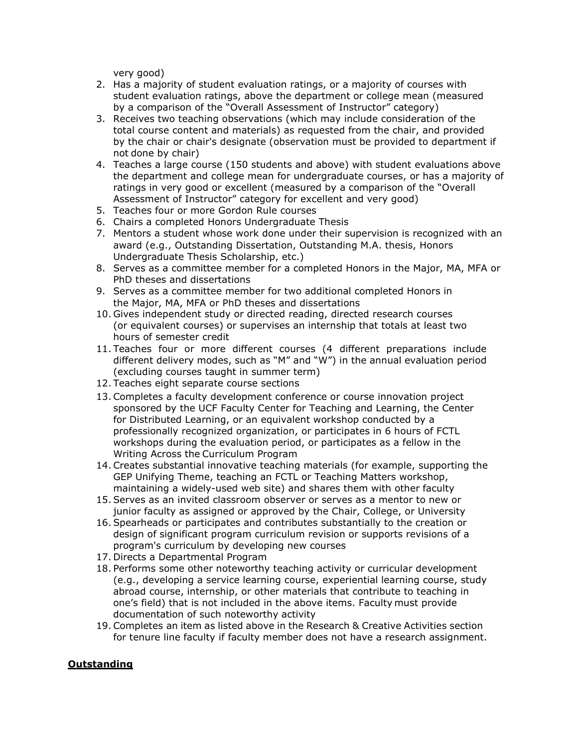very good)

2. Has a majority of student evaluation ratings, or a majority of courses with student evaluation ratings, above the department or college mean (measured by a comparison of the "Overall Assessment of Instructor" category)
3. Receives two teaching observations (which may include consideration of the total course content and materials) as requested from the chair, and provided by the chair or chair's designate (observation must be provided to department if not done by chair)
4. Teaches a large course (150 students and above) with student evaluations above the department and college mean for undergraduate courses, or has a majority of ratings in very good or excellent (measured by a comparison of the "Overall Assessment of Instructor" category for excellent and very good)
5. Teaches four or more Gordon Rule courses
6. Chairs a completed Honors Undergraduate Thesis
7. Mentors a student whose work done under their supervision is recognized with an award (e.g., Outstanding Dissertation, Outstanding M.A. thesis, Honors Undergraduate Thesis Scholarship, etc.)
8. Serves as a committee member for a completed Honors in the Major, MA, MFA or PhD theses and dissertations
9. Serves as a committee member for two additional completed Honors in the Major, MA, MFA or PhD theses and dissertations
10. Gives independent study or directed reading, directed research courses (or equivalent courses) or supervises an internship that totals at least two hours of semester credit
11. Teaches four or more different courses (4 different preparations include different delivery modes, such as "M" and "W") in the annual evaluation period (excluding courses taught in summer term)
12. Teaches eight separate course sections
13. Completes a faculty development conference or course innovation project sponsored by the UCF Faculty Center for Teaching and Learning, the Center for Distributed Learning, or an equivalent workshop conducted by a professionally recognized organization, or participates in 6 hours of FCTL workshops during the evaluation period, or participates as a fellow in the Writing Across the Curriculum Program
14. Creates substantial innovative teaching materials (for example, supporting the GEP Unifying Theme, teaching an FCTL or Teaching Matters workshop, maintaining a widely-used web site) and shares them with other faculty
15. Serves as an invited classroom observer or serves as a mentor to new or junior faculty as assigned or approved by the Chair, College, or University
16. Spearheads or participates and contributes substantially to the creation or design of significant program curriculum revision or supports revisions of a program's curriculum by developing new courses
17. Directs a Departmental Program
18. Performs some other noteworthy teaching activity or curricular development (e.g., developing a service learning course, experiential learning course, study abroad course, internship, or other materials that contribute to teaching in one's field) that is not included in the above items. Faculty must provide documentation of such noteworthy activity
19. Completes an item as listed above in the Research & Creative Activities section for tenure line faculty if faculty member does not have a research assignment.

**Outstanding**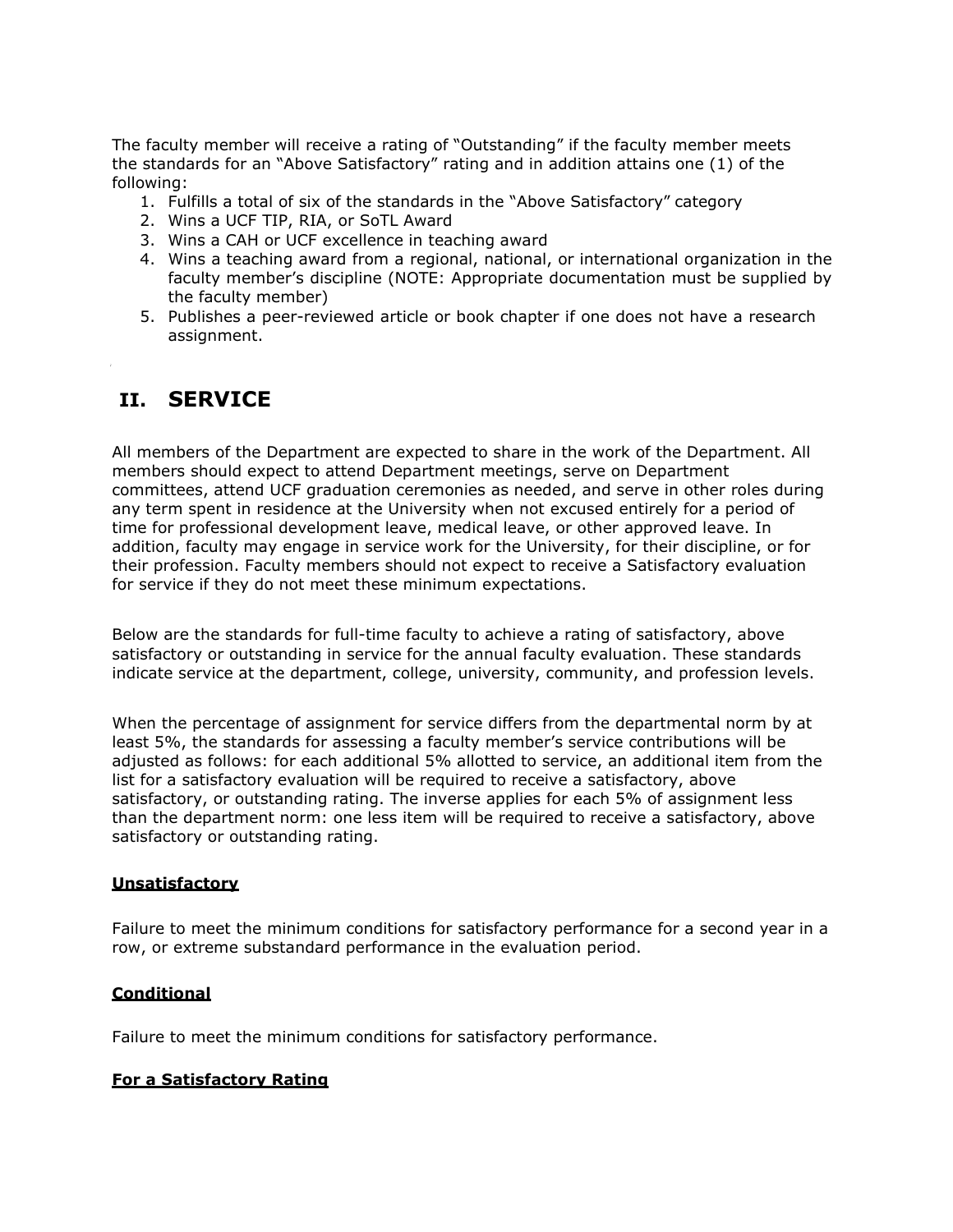The faculty member will receive a rating of "Outstanding" if the faculty member meets the standards for an "Above Satisfactory" rating and in addition attains one (1) of the following:

1. Fulfills a total of six of the standards in the "Above Satisfactory" category
2. Wins a UCF TIP, RIA, or SoTL Award
3. Wins a CAH or UCF excellence in teaching award
4. Wins a teaching award from a regional, national, or international organization in the faculty member's discipline (NOTE: Appropriate documentation must be supplied by the faculty member)
5. Publishes a peer-reviewed article or book chapter if one does not have a research assignment.

## II. SERVICE

All members of the Department are expected to share in the work of the Department. All members should expect to attend Department meetings, serve on Department committees, attend UCF graduation ceremonies as needed, and serve in other roles during any term spent in residence at the University when not excused entirely for a period of time for professional development leave, medical leave, or other approved leave. In addition, faculty may engage in service work for the University, for their discipline, or for their profession. Faculty members should not expect to receive a Satisfactory evaluation for service if they do not meet these minimum expectations.

Below are the standards for full-time faculty to achieve a rating of satisfactory, above satisfactory or outstanding in service for the annual faculty evaluation. These standards indicate service at the department, college, university, community, and profession levels.

When the percentage of assignment for service differs from the departmental norm by at least 5%, the standards for assessing a faculty member's service contributions will be adjusted as follows: for each additional 5% allotted to service, an additional item from the list for a satisfactory evaluation will be required to receive a satisfactory, above satisfactory, or outstanding rating. The inverse applies for each 5% of assignment less than the department norm: one less item will be required to receive a satisfactory, above satisfactory or outstanding rating.

**Unsatisfactory**

Failure to meet the minimum conditions for satisfactory performance for a second year in a row, or extreme substandard performance in the evaluation period.

**Conditional**

Failure to meet the minimum conditions for satisfactory performance.

**For a Satisfactory Rating**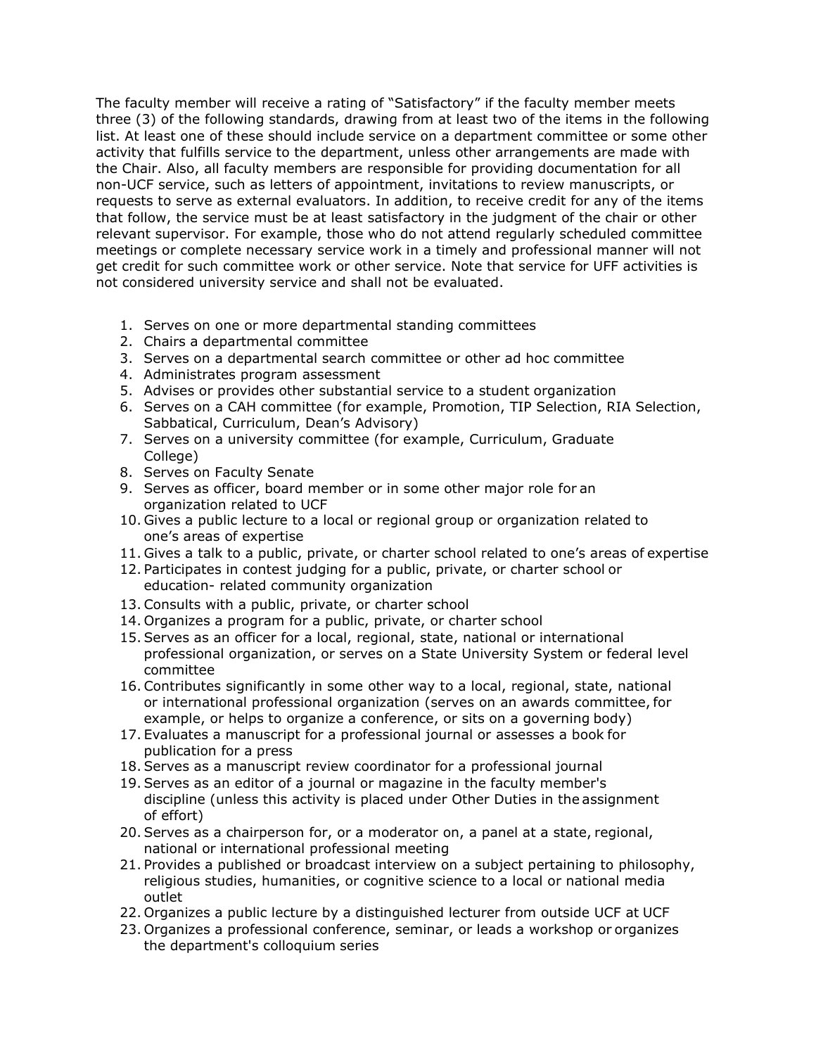The faculty member will receive a rating of "Satisfactory" if the faculty member meets three (3) of the following standards, drawing from at least two of the items in the following list. At least one of these should include service on a department committee or some other activity that fulfills service to the department, unless other arrangements are made with the Chair. Also, all faculty members are responsible for providing documentation for all non-UCF service, such as letters of appointment, invitations to review manuscripts, or requests to serve as external evaluators. In addition, to receive credit for any of the items that follow, the service must be at least satisfactory in the judgment of the chair or other relevant supervisor. For example, those who do not attend regularly scheduled committee meetings or complete necessary service work in a timely and professional manner will not get credit for such committee work or other service. Note that service for UFF activities is not considered university service and shall not be evaluated.

1. Serves on one or more departmental standing committees
2. Chairs a departmental committee
3. Serves on a departmental search committee or other ad hoc committee
4. Administrates program assessment
5. Advises or provides other substantial service to a student organization
6. Serves on a CAH committee (for example, Promotion, TIP Selection, RIA Selection, Sabbatical, Curriculum, Dean's Advisory)
7. Serves on a university committee (for example, Curriculum, Graduate College)
8. Serves on Faculty Senate
9. Serves as officer, board member or in some other major role for an organization related to UCF
10. Gives a public lecture to a local or regional group or organization related to one's areas of expertise
11. Gives a talk to a public, private, or charter school related to one's areas of expertise
12. Participates in contest judging for a public, private, or charter school or education- related community organization
13. Consults with a public, private, or charter school
14. Organizes a program for a public, private, or charter school
15. Serves as an officer for a local, regional, state, national or international professional organization, or serves on a State University System or federal level committee
16. Contributes significantly in some other way to a local, regional, state, national or international professional organization (serves on an awards committee, for example, or helps to organize a conference, or sits on a governing body)
17. Evaluates a manuscript for a professional journal or assesses a book for publication for a press
18. Serves as a manuscript review coordinator for a professional journal
19. Serves as an editor of a journal or magazine in the faculty member's discipline (unless this activity is placed under Other Duties in the assignment of effort)
20. Serves as a chairperson for, or a moderator on, a panel at a state, regional, national or international professional meeting
21. Provides a published or broadcast interview on a subject pertaining to philosophy, religious studies, humanities, or cognitive science to a local or national media outlet
22. Organizes a public lecture by a distinguished lecturer from outside UCF at UCF
23. Organizes a professional conference, seminar, or leads a workshop or organizes the department's colloquium series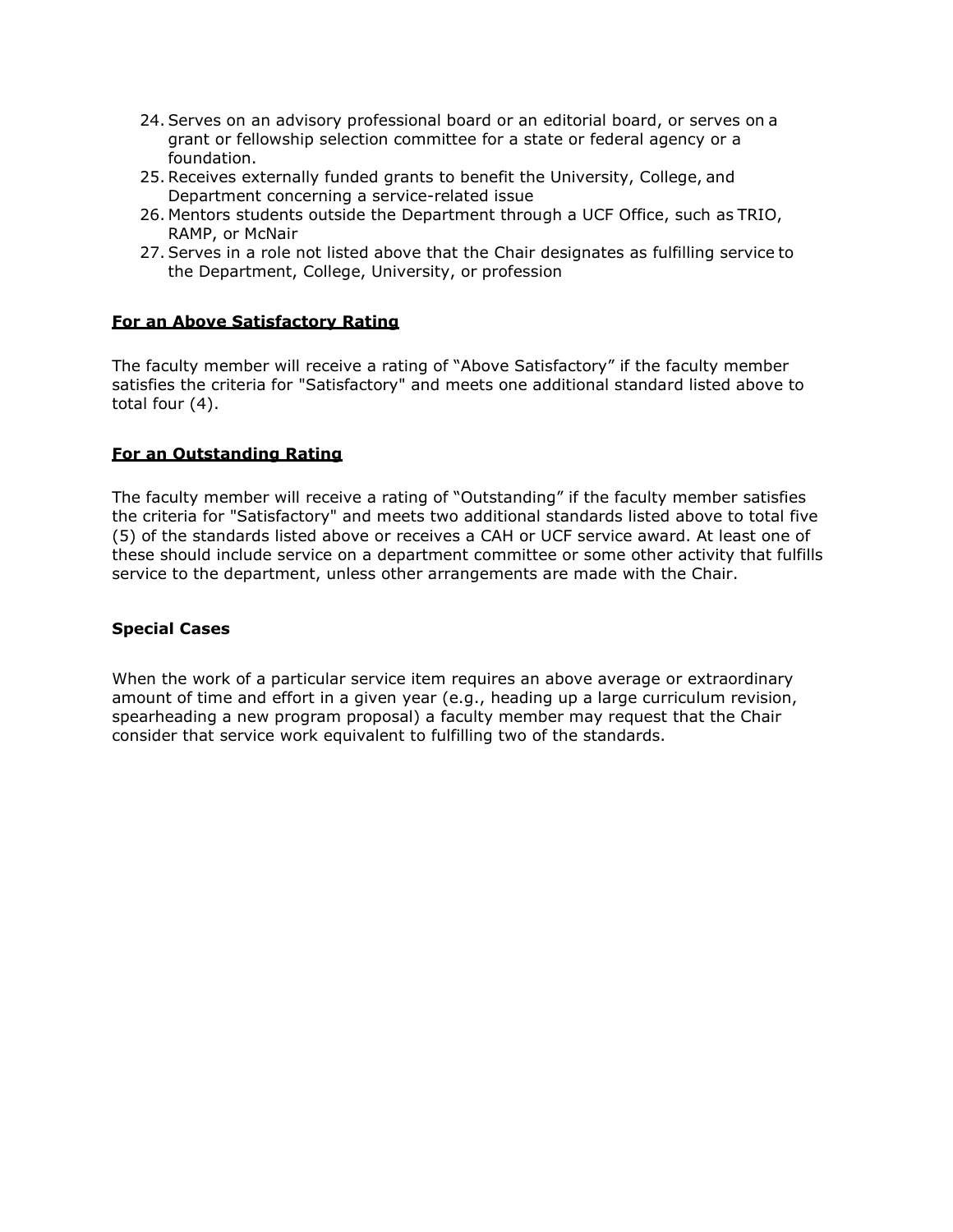24. Serves on an advisory professional board or an editorial board, or serves on a grant or fellowship selection committee for a state or federal agency or a foundation.
25. Receives externally funded grants to benefit the University, College, and Department concerning a service-related issue
26. Mentors students outside the Department through a UCF Office, such as TRIO, RAMP, or McNair
27. Serves in a role not listed above that the Chair designates as fulfilling service to the Department, College, University, or profession

**For an Above Satisfactory Rating**

The faculty member will receive a rating of "Above Satisfactory" if the faculty member satisfies the criteria for "Satisfactory" and meets one additional standard listed above to total four (4).

**For an Outstanding Rating**

The faculty member will receive a rating of "Outstanding" if the faculty member satisfies the criteria for "Satisfactory" and meets two additional standards listed above to total five (5) of the standards listed above or receives a CAH or UCF service award. At least one of these should include service on a department committee or some other activity that fulfills service to the department, unless other arrangements are made with the Chair.

**Special Cases**

When the work of a particular service item requires an above average or extraordinary amount of time and effort in a given year (e.g., heading up a large curriculum revision, spearheading a new program proposal) a faculty member may request that the Chair consider that service work equivalent to fulfilling two of the standards.